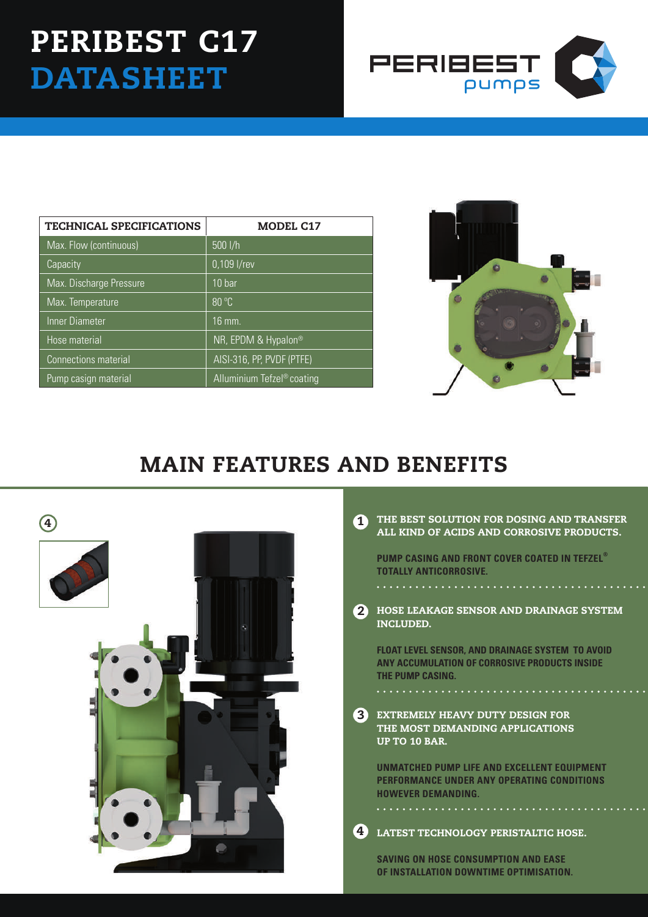# PERIBEST C17 DATASHEET

PERIBEST pumps

| TECHNICAL SPECIFICATIONS | MODEL C17 |
|---|---|
| Max. Flow (continuous) | 500 l/h |
| Capacity | 0,109 l/rev |
| Max. Discharge Pressure | 10 bar |
| Max. Temperature | 80 °C |
| Inner Diameter | 16 mm. |
| Hose material | NR, EPDM & Hypalon® |
| Connections material | AISI-316, PP, PVDF (PTFE) |
| Pump casign material | Alluminium Tefzel® coating |

## MAIN FEATURES AND BENEFITS

**1 THE BEST SOLUTION FOR DOSING AND TRANSFER ALL KIND OF ACIDS AND CORROSIVE PRODUCTS.**

PUMP CASING AND FRONT COVER COATED IN TEFZEL® TOTALLY ANTICORROSIVE.

**2 HOSE LEAKAGE SENSOR AND DRAINAGE SYSTEM INCLUDED.**

FLOAT LEVEL SENSOR, AND DRAINAGE SYSTEM TO AVOID ANY ACCUMULATION OF CORROSIVE PRODUCTS INSIDE THE PUMP CASING.

**3 EXTREMELY HEAVY DUTY DESIGN FOR THE MOST DEMANDING APPLICATIONS UP TO 10 BAR.**

UNMATCHED PUMP LIFE AND EXCELLENT EQUIPMENT PERFORMANCE UNDER ANY OPERATING CONDITIONS HOWEVER DEMANDING.

**4 LATEST TECHNOLOGY PERISTALTIC HOSE.**

SAVING ON HOSE CONSUMPTION AND EASE OF INSTALLATION DOWNTIME OPTIMISATION.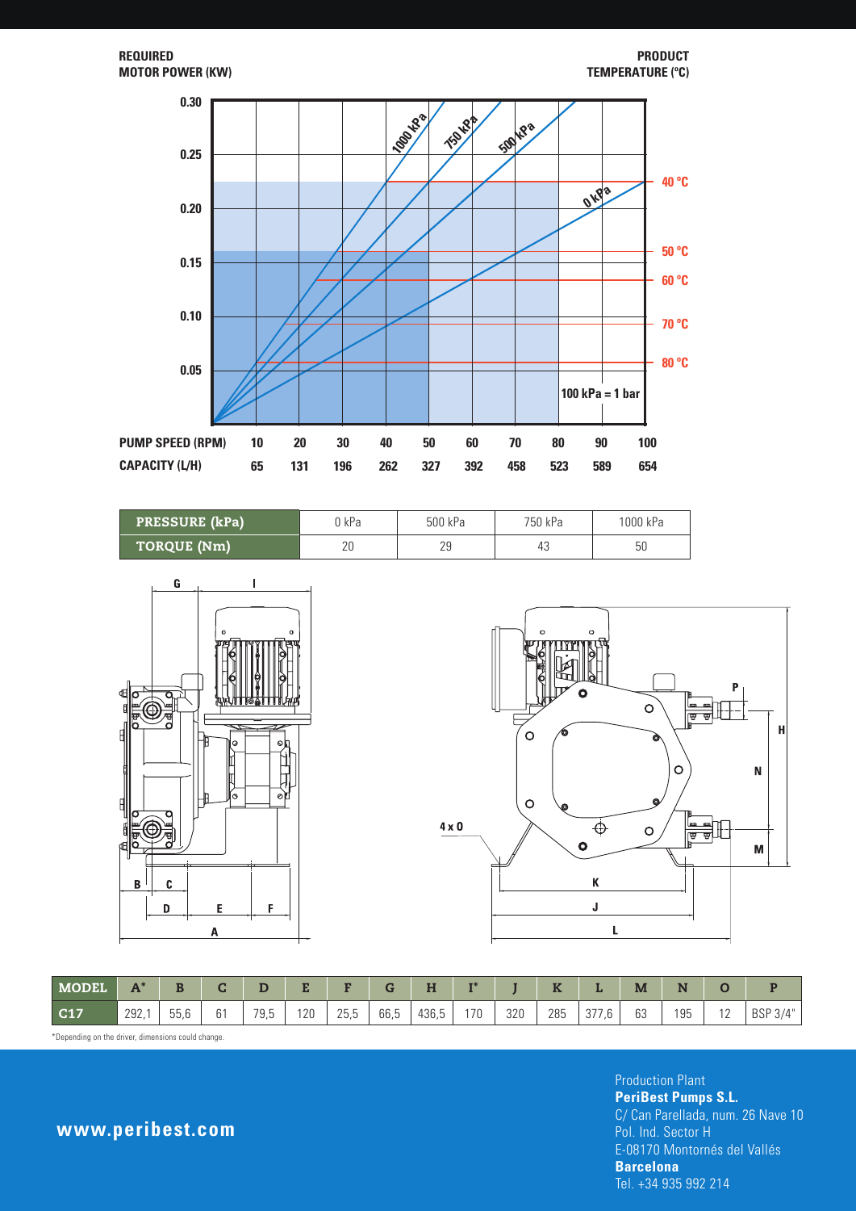REQUIRED MOTOR POWER (KW)

PRODUCT TEMPERATURE (ºC)

0.30
0.25
0.20
0.15
0.10
0.05

1000 kPa
750 kPa
500 kPa
0 kPa

40 ºC
50 ºC
60 ºC
70 ºC
80 ºC

100 kPa = 1 bar

PUMP SPEED (RPM) 10 20 30 40 50 60 70 80 90 100

CAPACITY (L/H) 65 131 196 262 327 392 458 523 589 654

| PRESSURE (kPa) | 0 kPa | 500 kPa | 750 kPa | 1000 kPa |
|---|---|---|---|---|
| TORQUE (Nm) | 20 | 29 | 43 | 50 |

G I B C D E F A

P H N M 4 x O K J L

| MODEL | A* | B | C | D | E | F | G | H | I* | J | K | L | M | N | O | P |
|---|---|---|---|---|---|---|---|---|---|---|---|---|---|---|---|---|
| C17 | 292,1 | 55,6 | 61 | 79,5 | 120 | 25,5 | 66,5 | 436,5 | 170 | 320 | 285 | 377,6 | 63 | 195 | 12 | BSP 3/4" |

*Depending on the driver, dimensions could change.

**www.peribest.com**

Production Plant
**PeriBest Pumps S.L.**
C/ Can Parellada, num. 26 Nave 10
Pol. Ind. Sector H
E-08170 Montornés del Vallés
**Barcelona**
Tel. +34 935 992 214